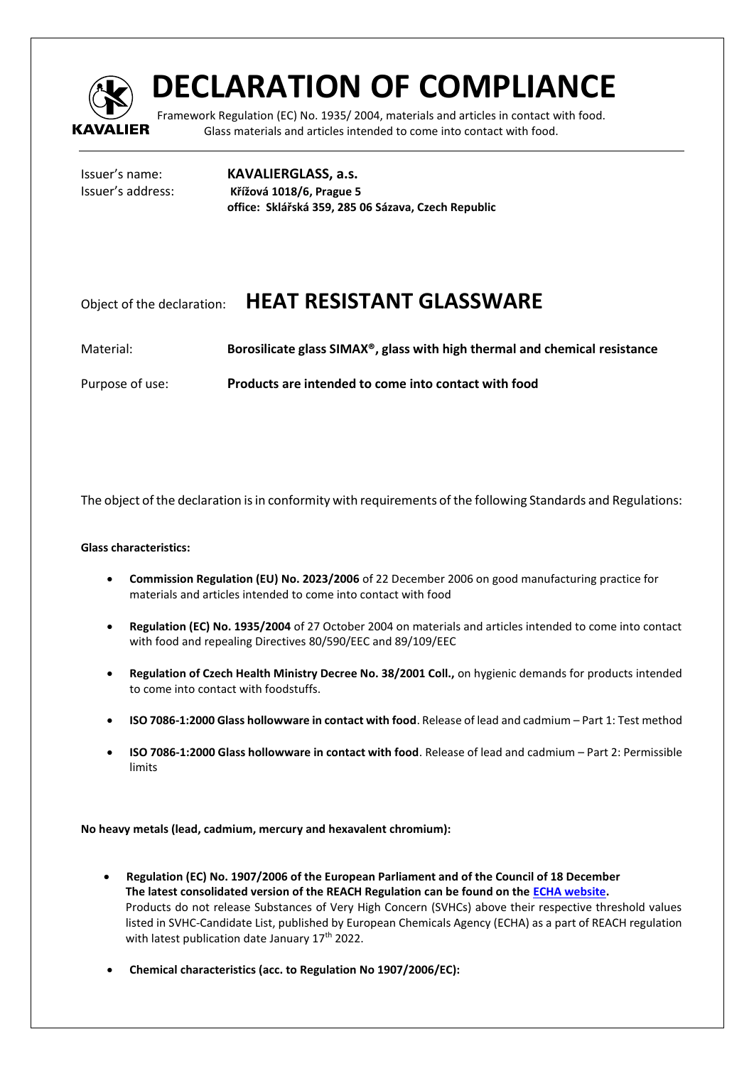# DECLARATION OF COMPLIANCE

Framework Regulation (EC) No. 1935/ 2004, materials and articles in contact with food.
Glass materials and articles intended to come into contact with food.

Issuer's name: **KAVALIERGLASS, a.s.**
Issuer's address: **Křížová 1018/6, Prague 5**
**office: Sklářská 359, 285 06 Sázava, Czech Republic**

Object of the declaration: **HEAT RESISTANT GLASSWARE**

Material: **Borosilicate glass SIMAX®, glass with high thermal and chemical resistance**

Purpose of use: **Products are intended to come into contact with food**

The object of the declaration is in conformity with requirements of the following Standards and Regulations:

**Glass characteristics:**

- **Commission Regulation (EU) No. 2023/2006** of 22 December 2006 on good manufacturing practice for materials and articles intended to come into contact with food
- **Regulation (EC) No. 1935/2004** of 27 October 2004 on materials and articles intended to come into contact with food and repealing Directives 80/590/EEC and 89/109/EEC
- **Regulation of Czech Health Ministry Decree No. 38/2001 Coll.,** on hygienic demands for products intended to come into contact with foodstuffs.
- **ISO 7086-1:2000 Glass hollowware in contact with food**. Release of lead and cadmium – Part 1: Test method
- **ISO 7086-1:2000 Glass hollowware in contact with food**. Release of lead and cadmium – Part 2: Permissible limits

**No heavy metals (lead, cadmium, mercury and hexavalent chromium):**

- **Regulation (EC) No. 1907/2006 of the European Parliament and of the Council of 18 December The latest consolidated version of the REACH Regulation can be found on the ECHA website.** Products do not release Substances of Very High Concern (SVHCs) above their respective threshold values listed in SVHC-Candidate List, published by European Chemicals Agency (ECHA) as a part of REACH regulation with latest publication date January 17th 2022.
- **Chemical characteristics (acc. to Regulation No 1907/2006/EC):**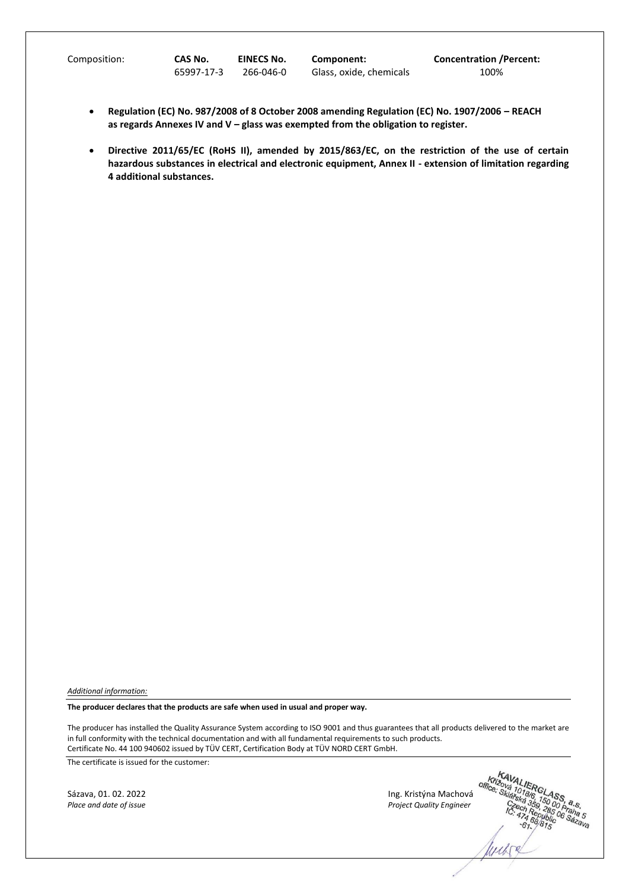| Composition: | CAS No. | EINECS No. | Component: | Concentration /Percent: |
| --- | --- | --- | --- | --- |
| | 65997-17-3 | 266-046-0 | Glass, oxide, chemicals | 100% |

- **Regulation (EC) No. 987/2008 of 8 October 2008 amending Regulation (EC) No. 1907/2006 – REACH as regards Annexes IV and V – glass was exempted from the obligation to register.**
- **Directive 2011/65/EC (RoHS II), amended by 2015/863/EC, on the restriction of the use of certain hazardous substances in electrical and electronic equipment, Annex II - extension of limitation regarding 4 additional substances.**

*Additional information:*

**The producer declares that the products are safe when used in usual and proper way.**

The producer has installed the Quality Assurance System according to ISO 9001 and thus guarantees that all products delivered to the market are in full conformity with the technical documentation and with all fundamental requirements to such products.
Certificate No. 44 100 940602 issued by TÜV CERT, Certification Body at TÜV NORD CERT GmbH.

The certificate is issued for the customer:

Sázava, 01. 02. 2022
*Place and date of issue*

Ing. Kristýna Machová
*Project Quality Engineer*

KAVALIERGLASS, a.s.
Křížová 1018/6, 150 00 Praha 5
office: Sklářská 359, 285 06 Sázava
Czech Republic
IČ: 474 68 815
-61-